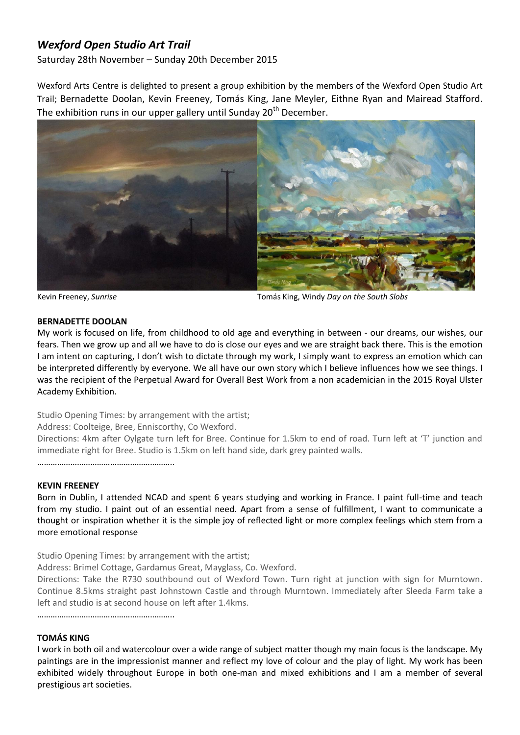## *Wexford Open Studio Art Trail*

Saturday 28th November – Sunday 20th December 2015

Wexford Arts Centre is delighted to present a group exhibition by the members of the Wexford Open Studio Art Trail; Bernadette Doolan, Kevin Freeney, Tomás King, Jane Meyler, Eithne Ryan and Mairead Stafford. The exhibition runs in our upper gallery until Sunday 20th December.

Kevin Freeney, *Sunrise* Tomás King, Windy *Day on the South Slobs*

**BERNADETTE DOOLAN**

My work is focused on life, from childhood to old age and everything in between - our dreams, our wishes, our fears. Then we grow up and all we have to do is close our eyes and we are straight back there. This is the emotion I am intent on capturing, I don't wish to dictate through my work, I simply want to express an emotion which can be interpreted differently by everyone. We all have our own story which I believe influences how we see things. I was the recipient of the Perpetual Award for Overall Best Work from a non academician in the 2015 Royal Ulster Academy Exhibition.

Studio Opening Times: by arrangement with the artist;

Address: Coolteige, Bree, Enniscorthy, Co Wexford.

Directions: 4km after Oylgate turn left for Bree. Continue for 1.5km to end of road. Turn left at 'T' junction and immediate right for Bree. Studio is 1.5km on left hand side, dark grey painted walls.

……………………………………………………..

**KEVIN FREENEY**

Born in Dublin, I attended NCAD and spent 6 years studying and working in France. I paint full-time and teach from my studio. I paint out of an essential need. Apart from a sense of fulfillment, I want to communicate a thought or inspiration whether it is the simple joy of reflected light or more complex feelings which stem from a more emotional response

Studio Opening Times: by arrangement with the artist;

Address: Brimel Cottage, Gardamus Great, Mayglass, Co. Wexford.

Directions: Take the R730 southbound out of Wexford Town. Turn right at junction with sign for Murntown. Continue 8.5kms straight past Johnstown Castle and through Murntown. Immediately after Sleeda Farm take a left and studio is at second house on left after 1.4kms.

……………………………………………………..

**TOMÁS KING**

I work in both oil and watercolour over a wide range of subject matter though my main focus is the landscape. My paintings are in the impressionist manner and reflect my love of colour and the play of light. My work has been exhibited widely throughout Europe in both one-man and mixed exhibitions and I am a member of several prestigious art societies.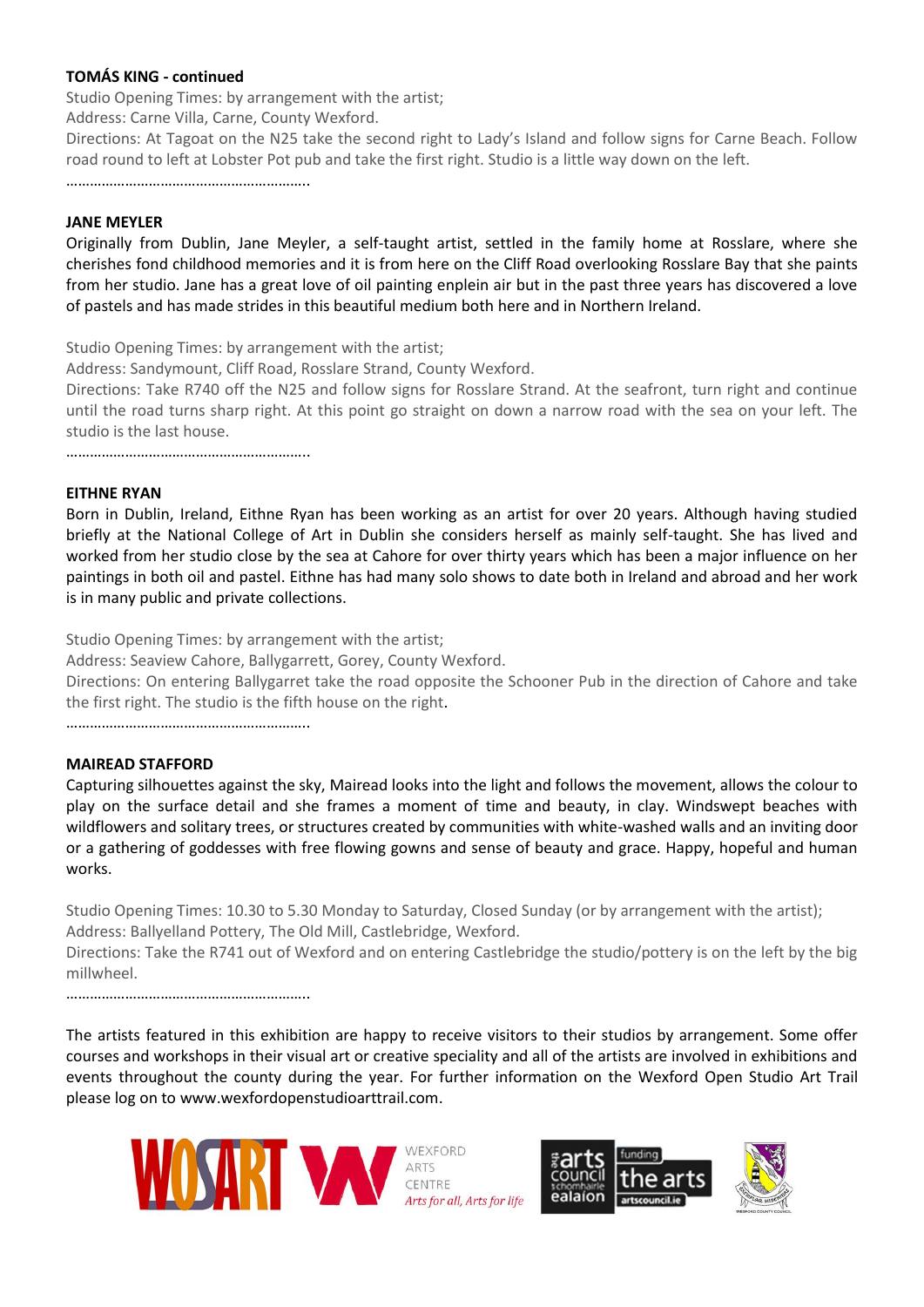**TOMÁS KING - continued**

Studio Opening Times: by arrangement with the artist;
Address: Carne Villa, Carne, County Wexford.
Directions: At Tagoat on the N25 take the second right to Lady's Island and follow signs for Carne Beach. Follow road round to left at Lobster Pot pub and take the first right. Studio is a little way down on the left.

……………………………………………………..

**JANE MEYLER**

Originally from Dublin, Jane Meyler, a self-taught artist, settled in the family home at Rosslare, where she cherishes fond childhood memories and it is from here on the Cliff Road overlooking Rosslare Bay that she paints from her studio. Jane has a great love of oil painting enplein air but in the past three years has discovered a love of pastels and has made strides in this beautiful medium both here and in Northern Ireland.

Studio Opening Times: by arrangement with the artist;
Address: Sandymount, Cliff Road, Rosslare Strand, County Wexford.
Directions: Take R740 off the N25 and follow signs for Rosslare Strand. At the seafront, turn right and continue until the road turns sharp right. At this point go straight on down a narrow road with the sea on your left. The studio is the last house.

……………………………………………………..

**EITHNE RYAN**

Born in Dublin, Ireland, Eithne Ryan has been working as an artist for over 20 years. Although having studied briefly at the National College of Art in Dublin she considers herself as mainly self-taught. She has lived and worked from her studio close by the sea at Cahore for over thirty years which has been a major influence on her paintings in both oil and pastel. Eithne has had many solo shows to date both in Ireland and abroad and her work is in many public and private collections.

Studio Opening Times: by arrangement with the artist;
Address: Seaview Cahore, Ballygarrett, Gorey, County Wexford.
Directions: On entering Ballygarret take the road opposite the Schooner Pub in the direction of Cahore and take the first right. The studio is the fifth house on the right.

……………………………………………………..

**MAIREAD STAFFORD**

Capturing silhouettes against the sky, Mairead looks into the light and follows the movement, allows the colour to play on the surface detail and she frames a moment of time and beauty, in clay. Windswept beaches with wildflowers and solitary trees, or structures created by communities with white-washed walls and an inviting door or a gathering of goddesses with free flowing gowns and sense of beauty and grace. Happy, hopeful and human works.

Studio Opening Times: 10.30 to 5.30 Monday to Saturday, Closed Sunday (or by arrangement with the artist);
Address: Ballyelland Pottery, The Old Mill, Castlebridge, Wexford.
Directions: Take the R741 out of Wexford and on entering Castlebridge the studio/pottery is on the left by the big millwheel.

……………………………………………………..

The artists featured in this exhibition are happy to receive visitors to their studios by arrangement. Some offer courses and workshops in their visual art or creative speciality and all of the artists are involved in exhibitions and events throughout the county during the year. For further information on the Wexford Open Studio Art Trail please log on to www.wexfordopenstudioarttrail.com.

WOSART

WEXFORD ARTS CENTRE
*Arts for all, Arts for life*

the arts council
schomhairle ealaíon

funding the arts
artscouncil.ie

WEXFORD COUNTY COUNCIL